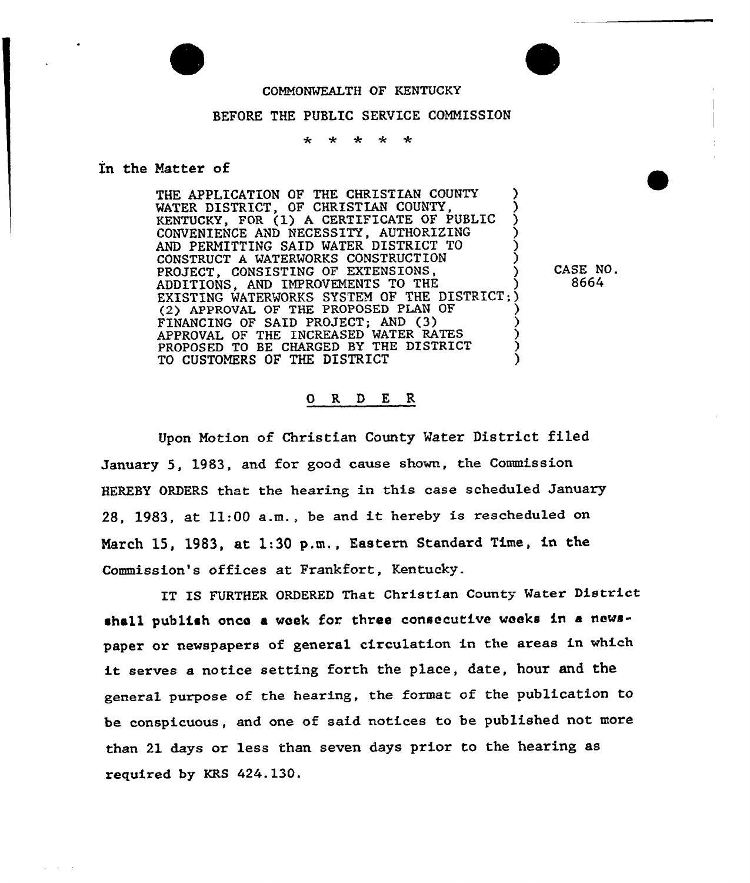COMMONWEALTH OF KENTUCKY

BEFORE THE PUBLIC SERVICE COMMISSION

\* \* \* \* \*

In the Matter of

THE APPLICATION OF THE CHRISTIAN COUNTY WATER DISTRICT, OF CHRISTIAN COUNTY, KENTUCKY, FOR (1) A CERTIFICATE OF PUBLIC CONVENIENCE AND NECESSITY, AUTHORIZING AND PERMITTING SAID WATER DISTRICT TO CONSTRUCT A WATERWORKS CONSTRUCTION PROJECT, CONSISTING OF EXTENSIONS, ADDITIONS, AND IMPROVEMENTS TO THE EXISTING WATERWORKS SYSTEM OF THE DISTRICT; (2) APPROVAL OF THE PROPOSED PLAN OF FINANCING OF SAID PROJECT; AND (3) APPROVAL OF THE INCREASED WATER RATES PROPOSED TO BE CHARGED BY THE DISTRICT TO CUSTOMERS OF THE DISTRICT

CASE NO. 8664

## ORDER

Upon Motion of Christian County Water District filed January 5, 1983, and for good cause shown, the Commission HEREBY ORDERS that the hearing in this case scheduled January 28, 1983, at 11:00 a.m., be and it hereby is rescheduled on March 15, 1983, at 1:30 p.m., Eastern Standard Time, in the Commission's offices at Frankfort, Kentucky.

IT IS FURTHER ORDERED That Christian County Water District shall publish once a week for three consecutive weeks in a newspaper or newspapers of general circulation in the areas in which it serves a notice setting forth the place, date, hour and the general purpose of the hearing, the format of the publication to be conspicuous, and one of said notices to be published not more than 21 days or less than seven days prior to the hearing as required by KRS 424.130.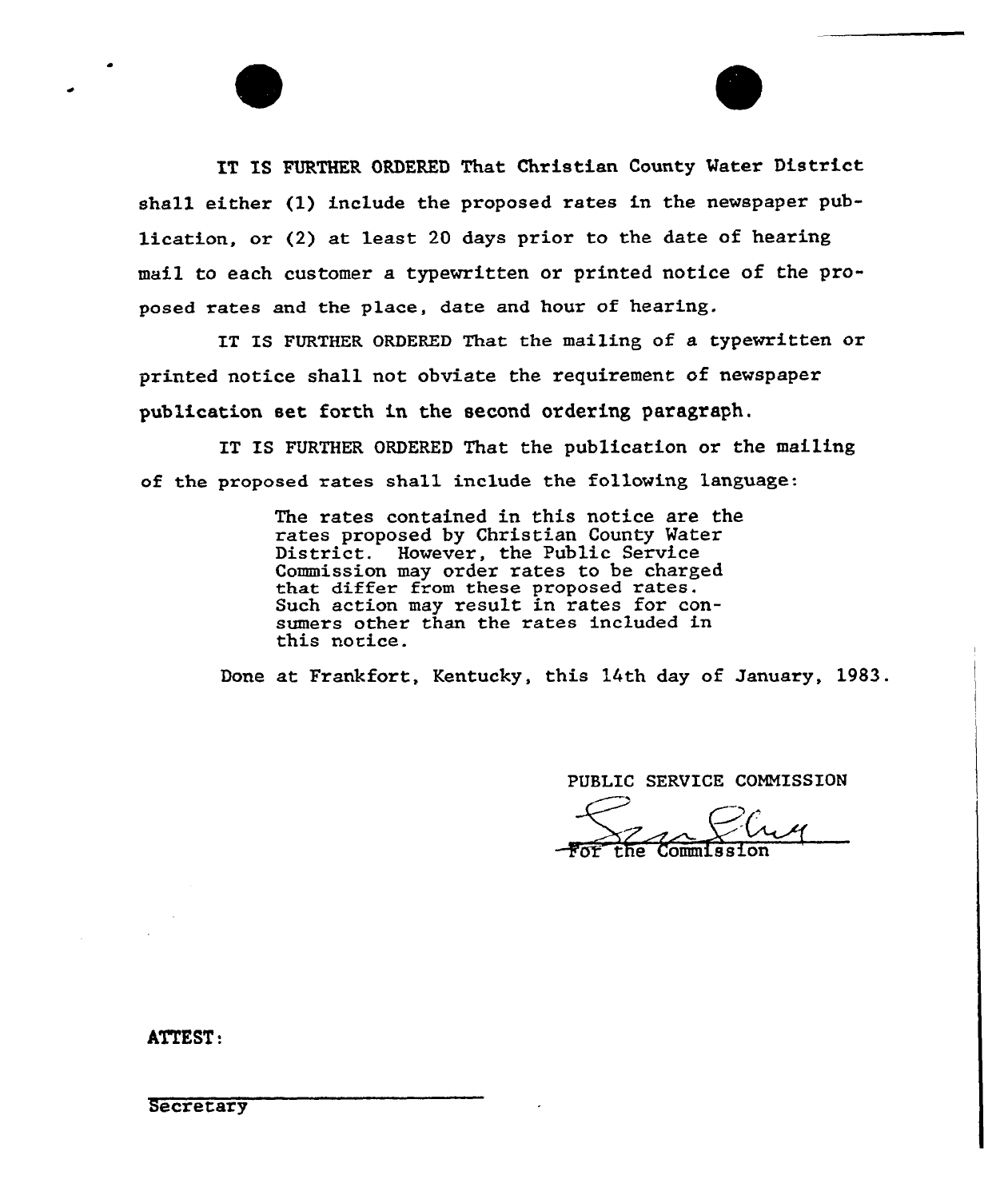IT IS FURTHER ORDERED That Christian County Water District shall either (1) include the proposed rates in the newspaper publication, or (2) at least 20 days prior to the date of hearing mail to each customer a typewritten or printed notice of the proposed rates and the place, date and hour of hearing.

IT IS FURTHER ORDERED That the mailing of a typewritten or printed notice shall not obviate the requirement of newspaper publication set forth in the second ordering paragraph.

IT IS FURTHER ORDERED That the publication or the mailing of the proposed rates shall include the following language:

> The rates contained in this notice are the rates proposed by Christian County Water District. However, the Public Service Commission may order rates to be charged that differ from these proposed rates. Such action may result in rates for consumers other than the rates included in this notice.

Done at Frankfort, Kentucky, this 14th day of January, 1983.

PUBLIC SERVICE COMMISSION

For the Commission

ATTEST:

Secretary